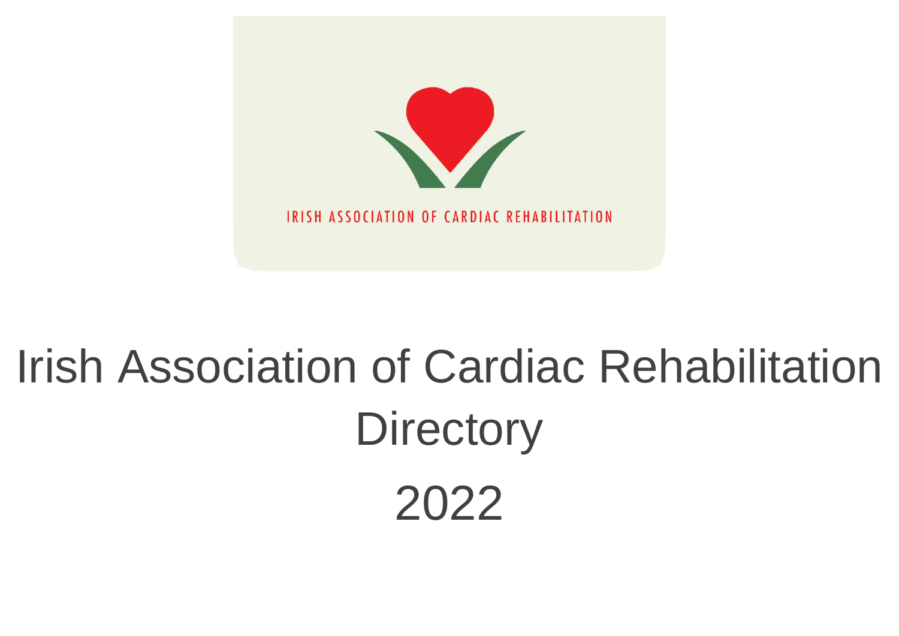IRISH ASSOCIATION OF CARDIAC REHABILITATION

# Irish Association of Cardiac Rehabilitation Directory

# 2022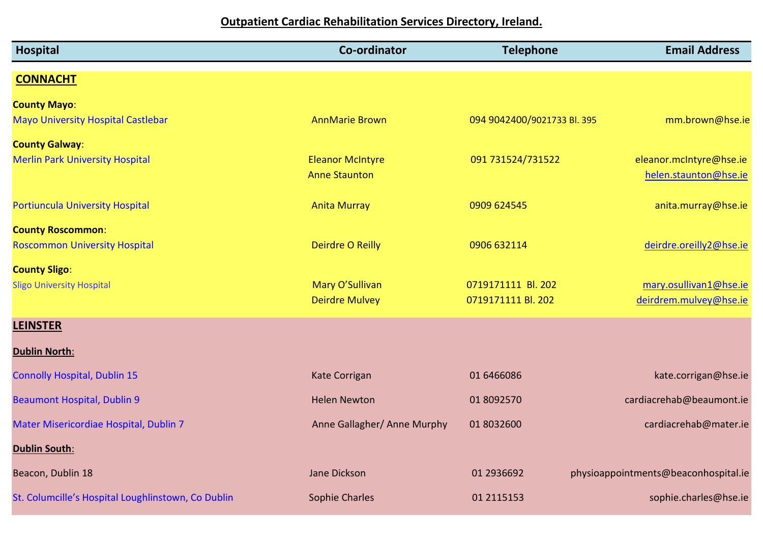**Outpatient Cardiac Rehabilitation Services Directory, Ireland.**

| Hospital | Co-ordinator | Telephone | Email Address |
|---|---|---|---|
| **CONNACHT** | | | |
| **County Mayo**: | | | |
| Mayo University Hospital Castlebar | AnnMarie Brown | 094 9042400/9021733 Bl. 395 | mm.brown@hse.ie |
| **County Galway**: | | | |
| Merlin Park University Hospital | Eleanor McIntyre | 091 731524/731522 | eleanor.mcIntyre@hse.ie |
| | Anne Staunton | | helen.staunton@hse.ie |
| Portiuncula University Hospital | Anita Murray | 0909 624545 | anita.murray@hse.ie |
| **County Roscommon**: | | | |
| Roscommon University Hospital | Deirdre O Reilly | 0906 632114 | deirdre.oreilly2@hse.ie |
| **County Sligo**: | | | |
| Sligo University Hospital | Mary O'Sullivan | 0719171111 Bl. 202 | mary.osullivan1@hse.ie |
| | Deirdre Mulvey | 0719171111 Bl. 202 | deirdrem.mulvey@hse.ie |
| **LEINSTER** | | | |
| **Dublin North**: | | | |
| Connolly Hospital, Dublin 15 | Kate Corrigan | 01 6466086 | kate.corrigan@hse.ie |
| Beaumont Hospital, Dublin 9 | Helen Newton | 01 8092570 | cardiacrehab@beaumont.ie |
| Mater Misericordiae Hospital, Dublin 7 | Anne Gallagher/ Anne Murphy | 01 8032600 | cardiacrehab@mater.ie |
| **Dublin South**: | | | |
| Beacon, Dublin 18 | Jane Dickson | 01 2936692 | physioappointments@beaconhospital.ie |
| St. Columcille's Hospital Loughlinstown, Co Dublin | Sophie Charles | 01 2115153 | sophie.charles@hse.ie |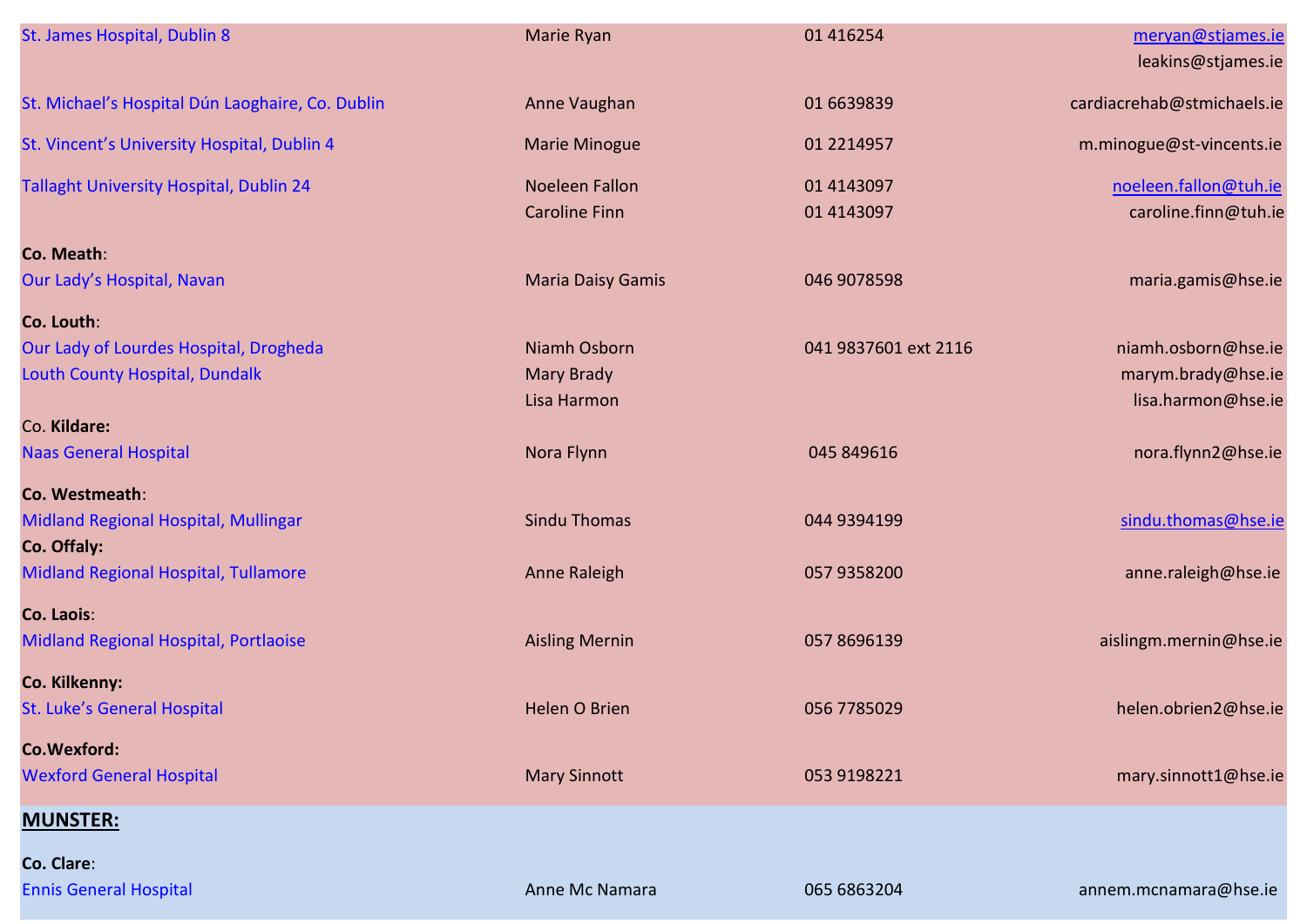| | | | |
|---|---|---|---|
| St. James Hospital, Dublin 8 | Marie Ryan | 01 416254 | meryan@stjames.ie |
| | | | leakins@stjames.ie |
| St. Michael's Hospital Dún Laoghaire, Co. Dublin | Anne Vaughan | 01 6639839 | cardiacrehab@stmichaels.ie |
| St. Vincent's University Hospital, Dublin 4 | Marie Minogue | 01 2214957 | m.minogue@st-vincents.ie |
| Tallaght University Hospital, Dublin 24 | Noeleen Fallon | 01 4143097 | noeleen.fallon@tuh.ie |
| | Caroline Finn | 01 4143097 | caroline.finn@tuh.ie |
| **Co. Meath**: | | | |
| Our Lady's Hospital, Navan | Maria Daisy Gamis | 046 9078598 | maria.gamis@hse.ie |
| **Co. Louth**: | | | |
| Our Lady of Lourdes Hospital, Drogheda | Niamh Osborn | 041 9837601 ext 2116 | niamh.osborn@hse.ie |
| Louth County Hospital, Dundalk | Mary Brady | | marym.brady@hse.ie |
| | Lisa Harmon | | lisa.harmon@hse.ie |
| Co. **Kildare:** | | | |
| Naas General Hospital | Nora Flynn | 045 849616 | nora.flynn2@hse.ie |
| **Co. Westmeath**: | | | |
| Midland Regional Hospital, Mullingar | Sindu Thomas | 044 9394199 | sindu.thomas@hse.ie |
| **Co. Offaly:** | | | |
| Midland Regional Hospital, Tullamore | Anne Raleigh | 057 9358200 | anne.raleigh@hse.ie |
| **Co. Laois**: | | | |
| Midland Regional Hospital, Portlaoise | Aisling Mernin | 057 8696139 | aislingm.mernin@hse.ie |
| **Co. Kilkenny:** | | | |
| St. Luke's General Hospital | Helen O Brien | 056 7785029 | helen.obrien2@hse.ie |
| **Co.Wexford:** | | | |
| Wexford General Hospital | Mary Sinnott | 053 9198221 | mary.sinnott1@hse.ie |
| **MUNSTER:** | | | |
| **Co. Clare**: | | | |
| Ennis General Hospital | Anne Mc Namara | 065 6863204 | annem.mcnamara@hse.ie |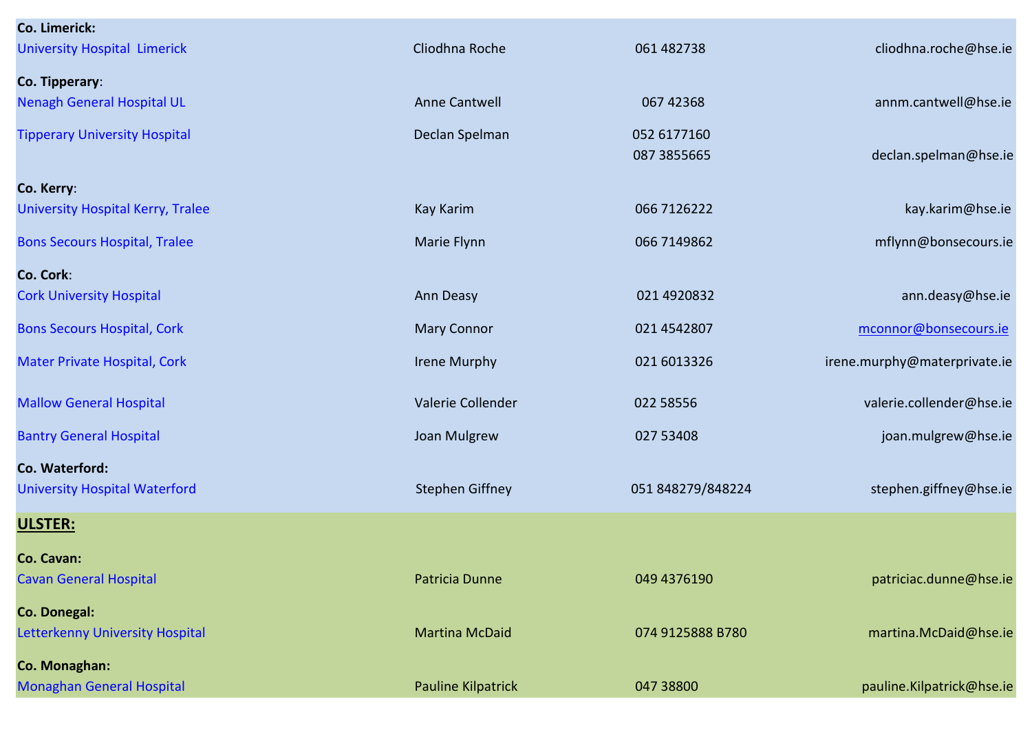| | | | |
|---|---|---|---|
| **Co. Limerick:** | | | |
| University Hospital Limerick | Cliodhna Roche | 061 482738 | cliodhna.roche@hse.ie |
| **Co. Tipperary**: | | | |
| Nenagh General Hospital UL | Anne Cantwell | 067 42368 | annm.cantwell@hse.ie |
| Tipperary University Hospital | Declan Spelman | 052 6177160<br>087 3855665 | declan.spelman@hse.ie |
| **Co. Kerry**: | | | |
| University Hospital Kerry, Tralee | Kay Karim | 066 7126222 | kay.karim@hse.ie |
| Bons Secours Hospital, Tralee | Marie Flynn | 066 7149862 | mflynn@bonsecours.ie |
| **Co. Cork**: | | | |
| Cork University Hospital | Ann Deasy | 021 4920832 | ann.deasy@hse.ie |
| Bons Secours Hospital, Cork | Mary Connor | 021 4542807 | mconnor@bonsecours.ie |
| Mater Private Hospital, Cork | Irene Murphy | 021 6013326 | irene.murphy@materprivate.ie |
| Mallow General Hospital | Valerie Collender | 022 58556 | valerie.collender@hse.ie |
| Bantry General Hospital | Joan Mulgrew | 027 53408 | joan.mulgrew@hse.ie |
| **Co. Waterford:** | | | |
| University Hospital Waterford | Stephen Giffney | 051 848279/848224 | stephen.giffney@hse.ie |
| **ULSTER:** | | | |
| **Co. Cavan:** | | | |
| Cavan General Hospital | Patricia Dunne | 049 4376190 | patriciac.dunne@hse.ie |
| **Co. Donegal:** | | | |
| Letterkenny University Hospital | Martina McDaid | 074 9125888 B780 | martina.McDaid@hse.ie |
| **Co. Monaghan:** | | | |
| Monaghan General Hospital | Pauline Kilpatrick | 047 38800 | pauline.Kilpatrick@hse.ie |